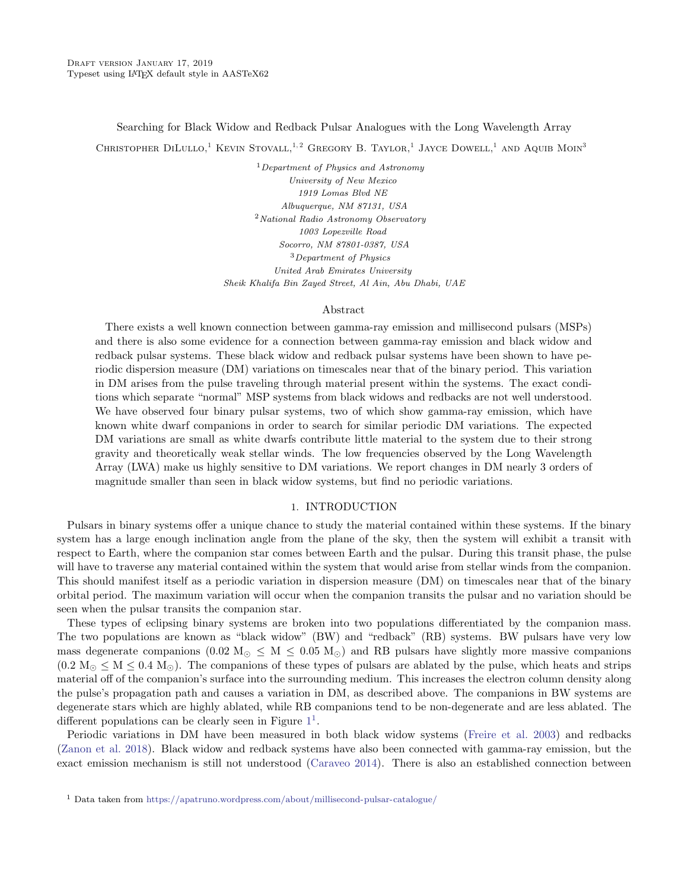Draft version January 17, 2019
Typeset using LATEX default style in AASTeX62

# Searching for Black Widow and Redback Pulsar Analogues with the Long Wavelength Array

Christopher DiLullo,[1] Kevin Stovall,[1,2] Gregory B. Taylor,[1] Jayce Dowell,[1] and Aquib Moin[3]

[1] *Department of Physics and Astronomy*
*University of New Mexico*
*1919 Lomas Blvd NE*
*Albuquerque, NM 87131, USA*

[2] *National Radio Astronomy Observatory*
*1003 Lopezville Road*
*Socorro, NM 87801-0387, USA*

[3] *Department of Physics*
*United Arab Emirates University*
*Sheik Khalifa Bin Zayed Street, Al Ain, Abu Dhabi, UAE*

## Abstract

There exists a well known connection between gamma-ray emission and millisecond pulsars (MSPs) and there is also some evidence for a connection between gamma-ray emission and black widow and redback pulsar systems. These black widow and redback pulsar systems have been shown to have periodic dispersion measure (DM) variations on timescales near that of the binary period. This variation in DM arises from the pulse traveling through material present within the systems. The exact conditions which separate "normal" MSP systems from black widows and redbacks are not well understood. We have observed four binary pulsar systems, two of which show gamma-ray emission, which have known white dwarf companions in order to search for similar periodic DM variations. The expected DM variations are small as white dwarfs contribute little material to the system due to their strong gravity and theoretically weak stellar winds. The low frequencies observed by the Long Wavelength Array (LWA) make us highly sensitive to DM variations. We report changes in DM nearly 3 orders of magnitude smaller than seen in black widow systems, but find no periodic variations.

## 1. INTRODUCTION

Pulsars in binary systems offer a unique chance to study the material contained within these systems. If the binary system has a large enough inclination angle from the plane of the sky, then the system will exhibit a transit with respect to Earth, where the companion star comes between Earth and the pulsar. During this transit phase, the pulse will have to traverse any material contained within the system that would arise from stellar winds from the companion. This should manifest itself as a periodic variation in dispersion measure (DM) on timescales near that of the binary orbital period. The maximum variation will occur when the companion transits the pulsar and no variation should be seen when the pulsar transits the companion star.

These types of eclipsing binary systems are broken into two populations differentiated by the companion mass. The two populations are known as "black widow" (BW) and "redback" (RB) systems. BW pulsars have very low mass degenerate companions ($0.02\ M_{\odot} \leq M \leq 0.05\ M_{\odot}$) and RB pulsars have slightly more massive companions ($0.2\ M_{\odot} \leq M \leq 0.4\ M_{\odot}$). The companions of these types of pulsars are ablated by the pulse, which heats and strips material off of the companion's surface into the surrounding medium. This increases the electron column density along the pulse's propagation path and causes a variation in DM, as described above. The companions in BW systems are degenerate stars which are highly ablated, while RB companions tend to be non-degenerate and are less ablated. The different populations can be clearly seen in Figure 1[1].

Periodic variations in DM have been measured in both black widow systems (Freire et al. 2003) and redbacks (Zanon et al. 2018). Black widow and redback systems have also been connected with gamma-ray emission, but the exact emission mechanism is still not understood (Caraveo 2014). There is also an established connection between

[1] Data taken from https://apatruno.wordpress.com/about/millisecond-pulsar-catalogue/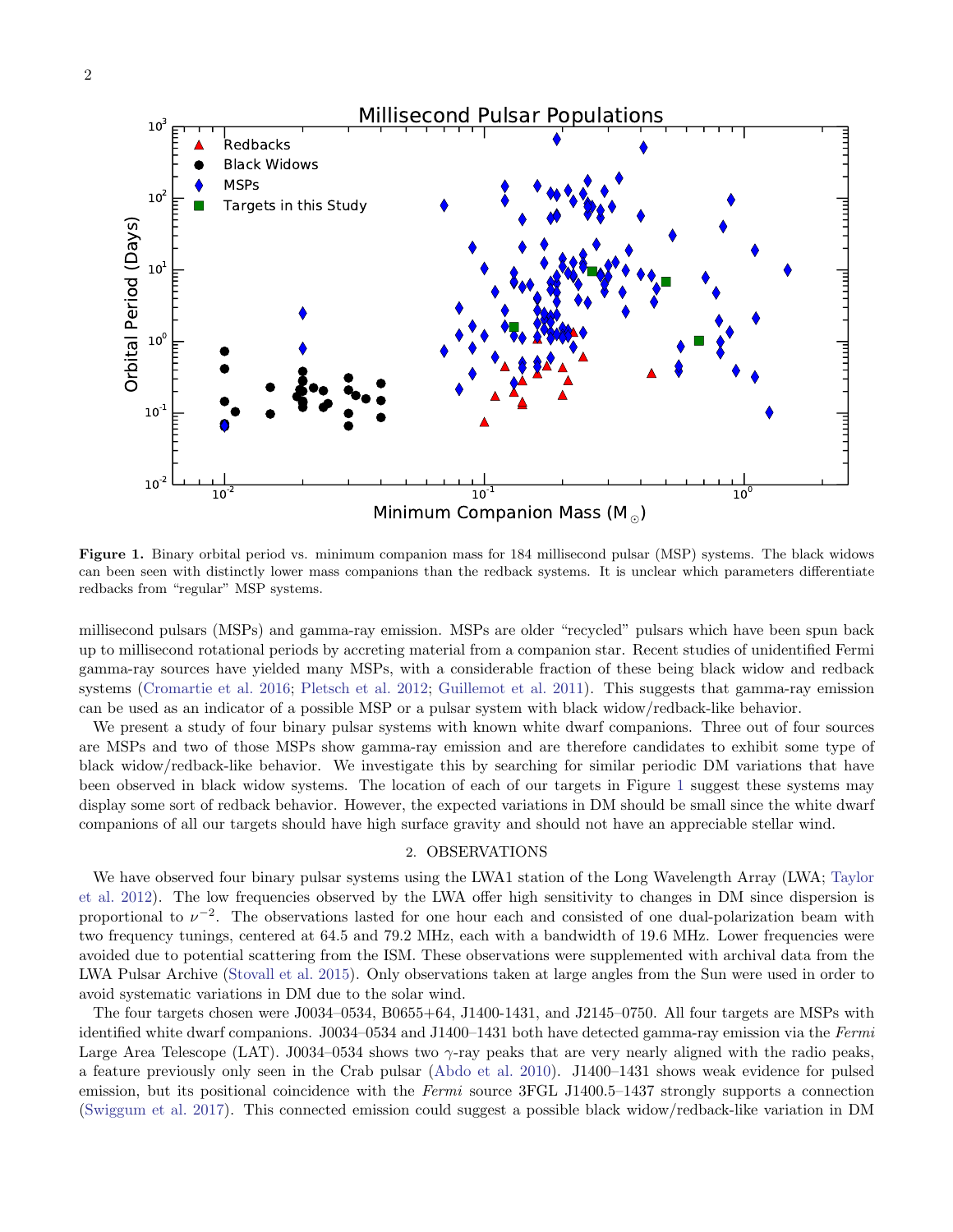Millisecond Pulsar Populations

Redbacks
Black Widows
MSPs
Targets in this Study

Orbital Period (Days)

$10^{3}$
$10^{2}$
$10^{1}$
$10^{0}$
$10^{-1}$
$10^{-2}$

Minimum Companion Mass ($M_{\odot}$)

$10^{-2}$
$10^{-1}$
$10^{0}$

**Figure 1.** Binary orbital period vs. minimum companion mass for 184 millisecond pulsar (MSP) systems. The black widows can been seen with distinctly lower mass companions than the redback systems. It is unclear which parameters differentiate redbacks from "regular" MSP systems.

millisecond pulsars (MSPs) and gamma-ray emission. MSPs are older "recycled" pulsars which have been spun back up to millisecond rotational periods by accreting material from a companion star. Recent studies of unidentified Fermi gamma-ray sources have yielded many MSPs, with a considerable fraction of these being black widow and redback systems (Cromartie et al. 2016; Pletsch et al. 2012; Guillemot et al. 2011). This suggests that gamma-ray emission can be used as an indicator of a possible MSP or a pulsar system with black widow/redback-like behavior.

We present a study of four binary pulsar systems with known white dwarf companions. Three out of four sources are MSPs and two of those MSPs show gamma-ray emission and are therefore candidates to exhibit some type of black widow/redback-like behavior. We investigate this by searching for similar periodic DM variations that have been observed in black widow systems. The location of each of our targets in Figure 1 suggest these systems may display some sort of redback behavior. However, the expected variations in DM should be small since the white dwarf companions of all our targets should have high surface gravity and should not have an appreciable stellar wind.

## 2. OBSERVATIONS

We have observed four binary pulsar systems using the LWA1 station of the Long Wavelength Array (LWA; Taylor et al. 2012). The low frequencies observed by the LWA offer high sensitivity to changes in DM since dispersion is proportional to $\nu^{-2}$. The observations lasted for one hour each and consisted of one dual-polarization beam with two frequency tunings, centered at 64.5 and 79.2 MHz, each with a bandwidth of 19.6 MHz. Lower frequencies were avoided due to potential scattering from the ISM. These observations were supplemented with archival data from the LWA Pulsar Archive (Stovall et al. 2015). Only observations taken at large angles from the Sun were used in order to avoid systematic variations in DM due to the solar wind.

The four targets chosen were J0034–0534, B0655+64, J1400-1431, and J2145–0750. All four targets are MSPs with identified white dwarf companions. J0034–0534 and J1400–1431 both have detected gamma-ray emission via the *Fermi* Large Area Telescope (LAT). J0034–0534 shows two $\gamma$-ray peaks that are very nearly aligned with the radio peaks, a feature previously only seen in the Crab pulsar (Abdo et al. 2010). J1400–1431 shows weak evidence for pulsed emission, but its positional coincidence with the *Fermi* source 3FGL J1400.5–1437 strongly supports a connection (Swiggum et al. 2017). This connected emission could suggest a possible black widow/redback-like variation in DM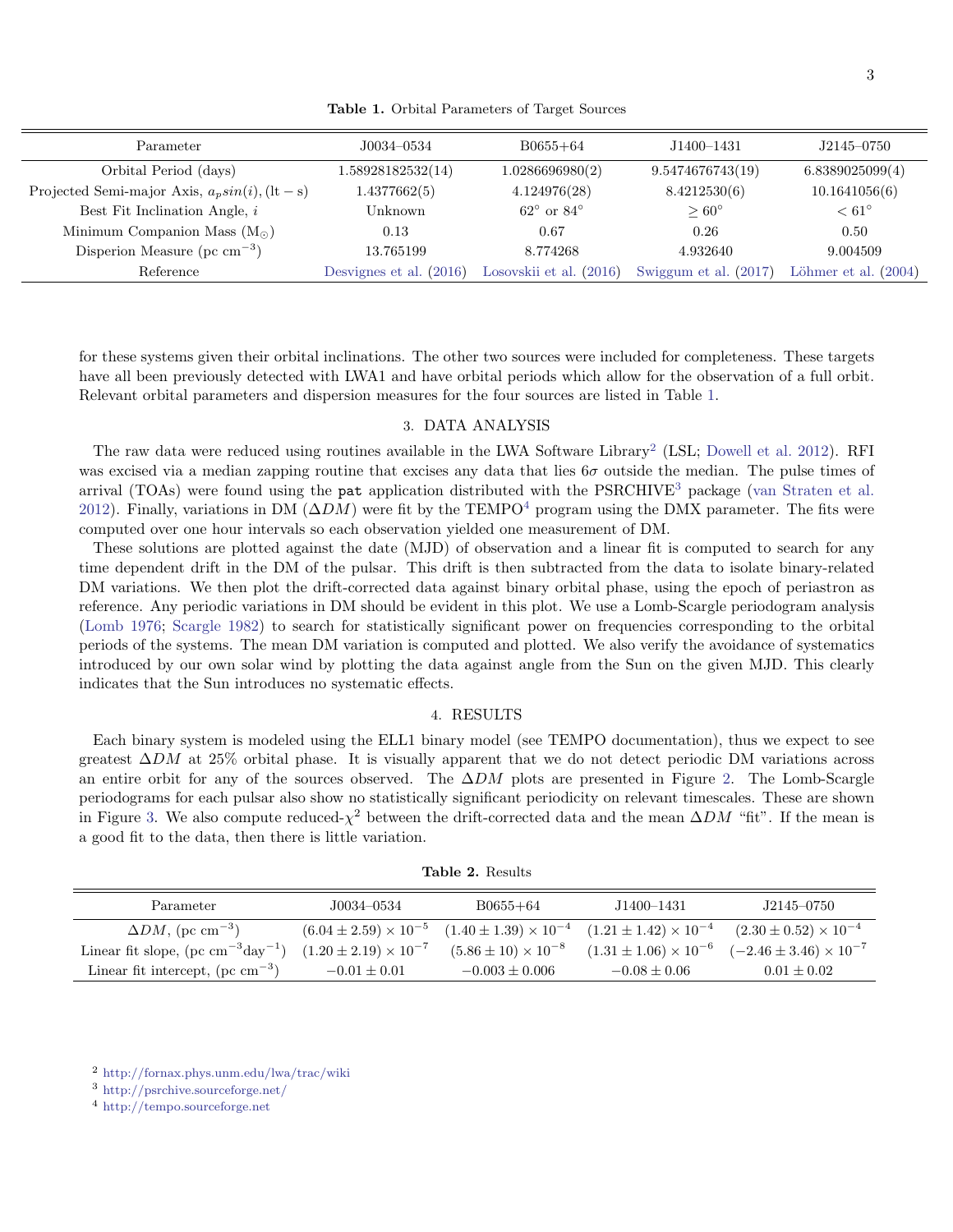**Table 1.** Orbital Parameters of Target Sources

| Parameter | J0034–0534 | B0655+64 | J1400–1431 | J2145–0750 |
|---|---|---|---|---|
| Orbital Period (days) | 1.58928182532(14) | 1.0286696980(2) | 9.5474676743(19) | 6.8389025099(4) |
| Projected Semi-major Axis, $a_p sin(i)$, $(\mathrm{lt-s})$ | 1.4377662(5) | 4.124976(28) | 8.4212530(6) | 10.1641056(6) |
| Best Fit Inclination Angle, $i$ | Unknown | $62^{\circ}$ or $84^{\circ}$ | $\geq 60^{\circ}$ | $< 61^{\circ}$ |
| Minimum Companion Mass ($M_{\odot}$) | 0.13 | 0.67 | 0.26 | 0.50 |
| Disperion Measure (pc cm$^{-3}$) | 13.765199 | 8.774268 | 4.932640 | 9.004509 |
| Reference | Desvignes et al. (2016) | Losovskii et al. (2016) | Swiggum et al. (2017) | Löhmer et al. (2004) |

for these systems given their orbital inclinations. The other two sources were included for completeness. These targets have all been previously detected with LWA1 and have orbital periods which allow for the observation of a full orbit. Relevant orbital parameters and dispersion measures for the four sources are listed in Table 1.

## 3. DATA ANALYSIS

The raw data were reduced using routines available in the LWA Software Library[2] (LSL; Dowell et al. 2012). RFI was excised via a median zapping routine that excises any data that lies $6\sigma$ outside the median. The pulse times of arrival (TOAs) were found using the `pat` application distributed with the PSRCHIVE[3] package (van Straten et al. 2012). Finally, variations in DM ($\Delta DM$) were fit by the TEMPO[4] program using the DMX parameter. The fits were computed over one hour intervals so each observation yielded one measurement of DM.

These solutions are plotted against the date (MJD) of observation and a linear fit is computed to search for any time dependent drift in the DM of the pulsar. This drift is then subtracted from the data to isolate binary-related DM variations. We then plot the drift-corrected data against binary orbital phase, using the epoch of periastron as reference. Any periodic variations in DM should be evident in this plot. We use a Lomb-Scargle periodogram analysis (Lomb 1976; Scargle 1982) to search for statistically significant power on frequencies corresponding to the orbital periods of the systems. The mean DM variation is computed and plotted. We also verify the avoidance of systematics introduced by our own solar wind by plotting the data against angle from the Sun on the given MJD. This clearly indicates that the Sun introduces no systematic effects.

## 4. RESULTS

Each binary system is modeled using the ELL1 binary model (see TEMPO documentation), thus we expect to see greatest $\Delta DM$ at 25% orbital phase. It is visually apparent that we do not detect periodic DM variations across an entire orbit for any of the sources observed. The $\Delta DM$ plots are presented in Figure 2. The Lomb-Scargle periodograms for each pulsar also show no statistically significant periodicity on relevant timescales. These are shown in Figure 3. We also compute reduced-$\chi^2$ between the drift-corrected data and the mean $\Delta DM$ "fit". If the mean is a good fit to the data, then there is little variation.

**Table 2.** Results

| Parameter | J0034–0534 | B0655+64 | J1400–1431 | J2145–0750 |
|---|---|---|---|---|
| $\Delta DM$, (pc cm$^{-3}$) | $(6.04 \pm 2.59) \times 10^{-5}$ | $(1.40 \pm 1.39) \times 10^{-4}$ | $(1.21 \pm 1.42) \times 10^{-4}$ | $(2.30 \pm 0.52) \times 10^{-4}$ |
| Linear fit slope, (pc cm$^{-3}$day$^{-1}$) | $(1.20 \pm 2.19) \times 10^{-7}$ | $(5.86 \pm 10) \times 10^{-8}$ | $(1.31 \pm 1.06) \times 10^{-6}$ | $(-2.46 \pm 3.46) \times 10^{-7}$ |
| Linear fit intercept, (pc cm$^{-3}$) | $-0.01 \pm 0.01$ | $-0.003 \pm 0.006$ | $-0.08 \pm 0.06$ | $0.01 \pm 0.02$ |

[2] http://fornax.phys.unm.edu/lwa/trac/wiki

[3] http://psrchive.sourceforge.net/

[4] http://tempo.sourceforge.net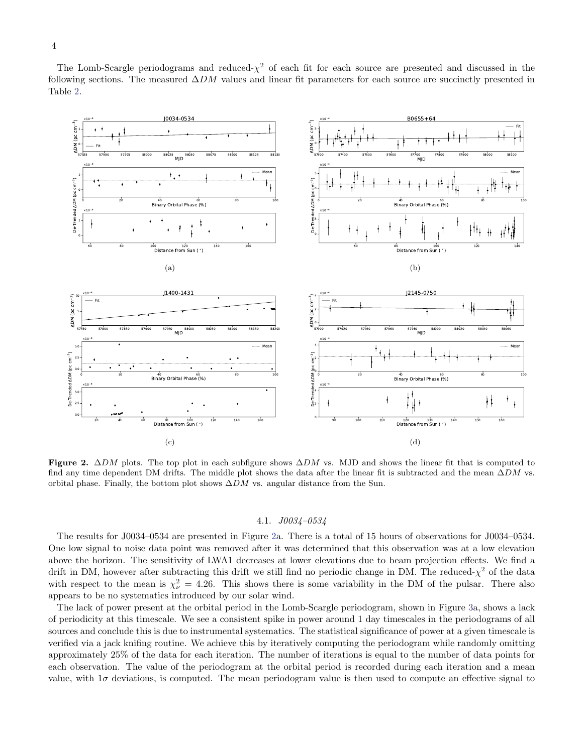The Lomb-Scargle periodograms and reduced-$\chi^2$ of each fit for each source are presented and discussed in the following sections. The measured $\Delta DM$ values and linear fit parameters for each source are succinctly presented in Table 2.

J0034-0534

(a)

B0655+64

(b)

J1400-1431

(c)

J2145-0750

(d)

**Figure 2.** $\Delta DM$ plots. The top plot in each subfigure shows $\Delta DM$ vs. MJD and shows the linear fit that is computed to find any time dependent DM drifts. The middle plot shows the data after the linear fit is subtracted and the mean $\Delta DM$ vs. orbital phase. Finally, the bottom plot shows $\Delta DM$ vs. angular distance from the Sun.

### 4.1. *J0034–0534*

The results for J0034–0534 are presented in Figure 2a. There is a total of 15 hours of observations for J0034–0534. One low signal to noise data point was removed after it was determined that this observation was at a low elevation above the horizon. The sensitivity of LWA1 decreases at lower elevations due to beam projection effects. We find a drift in DM, however after subtracting this drift we still find no periodic change in DM. The reduced-$\chi^2$ of the data with respect to the mean is $\chi^2_\nu = 4.26$. This shows there is some variability in the DM of the pulsar. There also appears to be no systematics introduced by our solar wind.

The lack of power present at the orbital period in the Lomb-Scargle periodogram, shown in Figure 3a, shows a lack of periodicity at this timescale. We see a consistent spike in power around 1 day timescales in the periodograms of all sources and conclude this is due to instrumental systematics. The statistical significance of power at a given timescale is verified via a jack knifing routine. We achieve this by iteratively computing the periodogram while randomly omitting approximately 25% of the data for each iteration. The number of iterations is equal to the number of data points for each observation. The value of the periodogram at the orbital period is recorded during each iteration and a mean value, with $1\sigma$ deviations, is computed. The mean periodogram value is then used to compute an effective signal to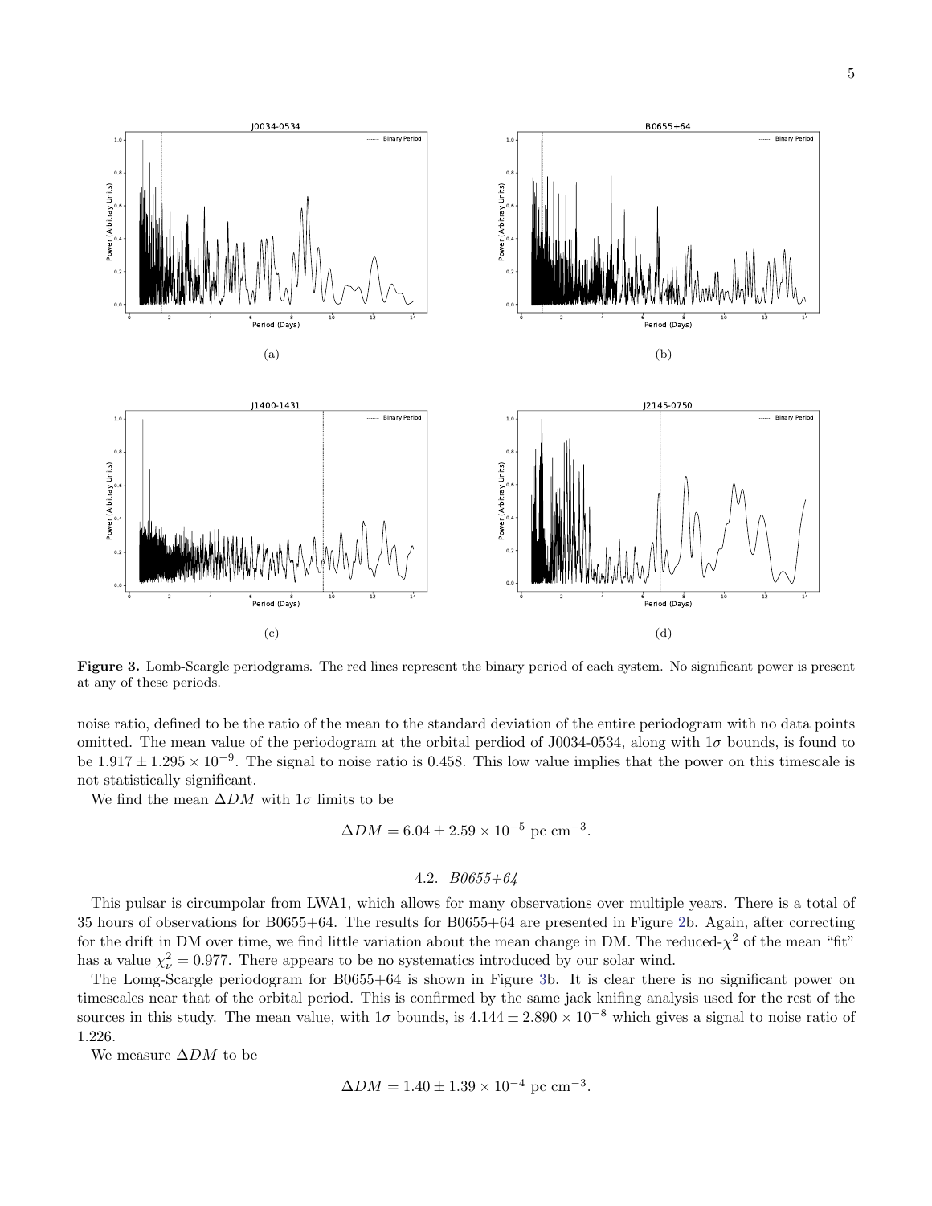J0034-0534

Binary Period

Power (Arbitray Units)

Period (Days)

(a)

B0655+64

Binary Period

Power (Arbitray Units)

Period (Days)

(b)

J1400-1431

Binary Period

Power (Arbitray Units)

Period (Days)

(c)

J2145-0750

Binary Period

Power (Arbitray Units)

Period (Days)

(d)

**Figure 3.** Lomb-Scargle periodgrams. The red lines represent the binary period of each system. No significant power is present at any of these periods.

noise ratio, defined to be the ratio of the mean to the standard deviation of the entire periodogram with no data points omitted. The mean value of the periodogram at the orbital perdiod of J0034-0534, along with $1\sigma$ bounds, is found to be $1.917 \pm 1.295 \times 10^{-9}$. The signal to noise ratio is 0.458. This low value implies that the power on this timescale is not statistically significant.

We find the mean $\Delta DM$ with $1\sigma$ limits to be

$$\Delta DM = 6.04 \pm 2.59 \times 10^{-5} \text{ pc cm}^{-3}.$$

### 4.2. *B0655+64*

This pulsar is circumpolar from LWA1, which allows for many observations over multiple years. There is a total of 35 hours of observations for B0655+64. The results for B0655+64 are presented in Figure 2b. Again, after correcting for the drift in DM over time, we find little variation about the mean change in DM. The reduced-$\chi^2$ of the mean "fit" has a value $\chi^2_\nu = 0.977$. There appears to be no systematics introduced by our solar wind.

The Lomg-Scargle periodogram for B0655+64 is shown in Figure 3b. It is clear there is no significant power on timescales near that of the orbital period. This is confirmed by the same jack knifing analysis used for the rest of the sources in this study. The mean value, with $1\sigma$ bounds, is $4.144 \pm 2.890 \times 10^{-8}$ which gives a signal to noise ratio of 1.226.

We measure $\Delta DM$ to be

$$\Delta DM = 1.40 \pm 1.39 \times 10^{-4} \text{ pc cm}^{-3}.$$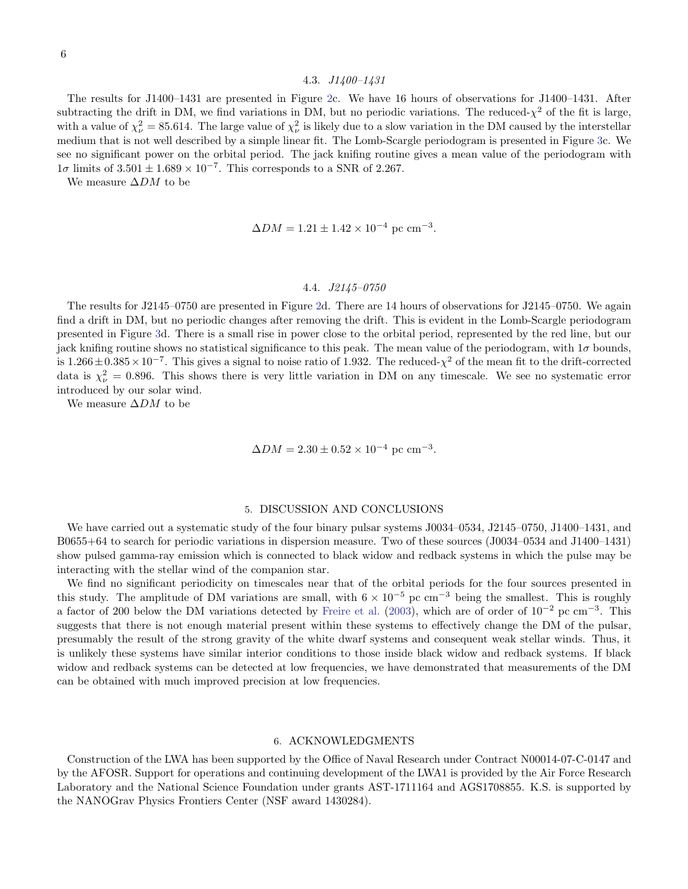### 4.3. *J1400–1431*

The results for J1400–1431 are presented in Figure 2c. We have 16 hours of observations for J1400–1431. After subtracting the drift in DM, we find variations in DM, but no periodic variations. The reduced-$\chi^2$ of the fit is large, with a value of $\chi^2_\nu = 85.614$. The large value of $\chi^2_\nu$ is likely due to a slow variation in the DM caused by the interstellar medium that is not well described by a simple linear fit. The Lomb-Scargle periodogram is presented in Figure 3c. We see no significant power on the orbital period. The jack knifing routine gives a mean value of the periodogram with $1\sigma$ limits of $3.501 \pm 1.689 \times 10^{-7}$. This corresponds to a SNR of 2.267.

We measure $\Delta DM$ to be

$$\Delta DM = 1.21 \pm 1.42 \times 10^{-4} \text{ pc cm}^{-3}.$$

### 4.4. *J2145–0750*

The results for J2145–0750 are presented in Figure 2d. There are 14 hours of observations for J2145–0750. We again find a drift in DM, but no periodic changes after removing the drift. This is evident in the Lomb-Scargle periodogram presented in Figure 3d. There is a small rise in power close to the orbital period, represented by the red line, but our jack knifing routine shows no statistical significance to this peak. The mean value of the periodogram, with $1\sigma$ bounds, is $1.266 \pm 0.385 \times 10^{-7}$. This gives a signal to noise ratio of 1.932. The reduced-$\chi^2$ of the mean fit to the drift-corrected data is $\chi^2_\nu = 0.896$. This shows there is very little variation in DM on any timescale. We see no systematic error introduced by our solar wind.

We measure $\Delta DM$ to be

$$\Delta DM = 2.30 \pm 0.52 \times 10^{-4} \text{ pc cm}^{-3}.$$

## 5. DISCUSSION AND CONCLUSIONS

We have carried out a systematic study of the four binary pulsar systems J0034–0534, J2145–0750, J1400–1431, and B0655+64 to search for periodic variations in dispersion measure. Two of these sources (J0034–0534 and J1400–1431) show pulsed gamma-ray emission which is connected to black widow and redback systems in which the pulse may be interacting with the stellar wind of the companion star.

We find no significant periodicity on timescales near that of the orbital periods for the four sources presented in this study. The amplitude of DM variations are small, with $6 \times 10^{-5}$ pc cm$^{-3}$ being the smallest. This is roughly a factor of 200 below the DM variations detected by Freire et al. (2003), which are of order of $10^{-2}$ pc cm$^{-3}$. This suggests that there is not enough material present within these systems to effectively change the DM of the pulsar, presumably the result of the strong gravity of the white dwarf systems and consequent weak stellar winds. Thus, it is unlikely these systems have similar interior conditions to those inside black widow and redback systems. If black widow and redback systems can be detected at low frequencies, we have demonstrated that measurements of the DM can be obtained with much improved precision at low frequencies.

## 6. ACKNOWLEDGMENTS

Construction of the LWA has been supported by the Office of Naval Research under Contract N00014-07-C-0147 and by the AFOSR. Support for operations and continuing development of the LWA1 is provided by the Air Force Research Laboratory and the National Science Foundation under grants AST-1711164 and AGS1708855. K.S. is supported by the NANOGrav Physics Frontiers Center (NSF award 1430284).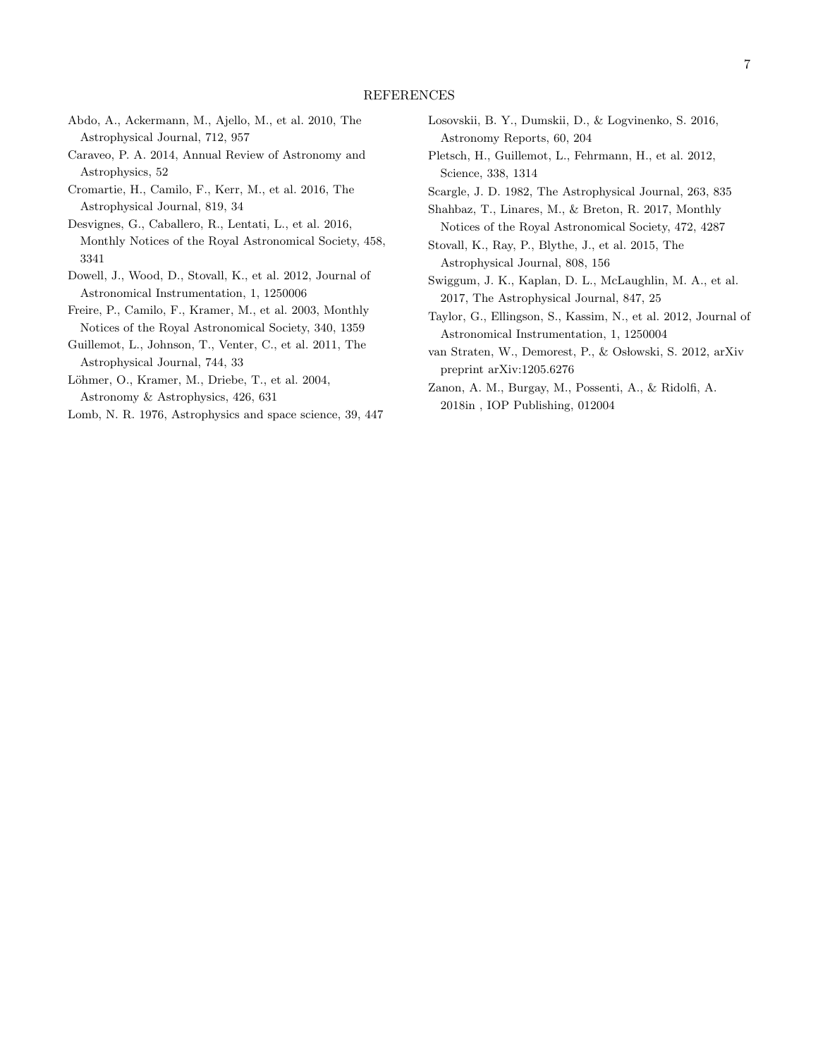## REFERENCES

Abdo, A., Ackermann, M., Ajello, M., et al. 2010, The Astrophysical Journal, 712, 957

Caraveo, P. A. 2014, Annual Review of Astronomy and Astrophysics, 52

Cromartie, H., Camilo, F., Kerr, M., et al. 2016, The Astrophysical Journal, 819, 34

Desvignes, G., Caballero, R., Lentati, L., et al. 2016, Monthly Notices of the Royal Astronomical Society, 458, 3341

Dowell, J., Wood, D., Stovall, K., et al. 2012, Journal of Astronomical Instrumentation, 1, 1250006

Freire, P., Camilo, F., Kramer, M., et al. 2003, Monthly Notices of the Royal Astronomical Society, 340, 1359

Guillemot, L., Johnson, T., Venter, C., et al. 2011, The Astrophysical Journal, 744, 33

Löhmer, O., Kramer, M., Driebe, T., et al. 2004, Astronomy & Astrophysics, 426, 631

Lomb, N. R. 1976, Astrophysics and space science, 39, 447

Losovskii, B. Y., Dumskii, D., & Logvinenko, S. 2016, Astronomy Reports, 60, 204

Pletsch, H., Guillemot, L., Fehrmann, H., et al. 2012, Science, 338, 1314

Scargle, J. D. 1982, The Astrophysical Journal, 263, 835

Shahbaz, T., Linares, M., & Breton, R. 2017, Monthly Notices of the Royal Astronomical Society, 472, 4287

Stovall, K., Ray, P., Blythe, J., et al. 2015, The Astrophysical Journal, 808, 156

Swiggum, J. K., Kaplan, D. L., McLaughlin, M. A., et al. 2017, The Astrophysical Journal, 847, 25

Taylor, G., Ellingson, S., Kassim, N., et al. 2012, Journal of Astronomical Instrumentation, 1, 1250004

van Straten, W., Demorest, P., & Osłowski, S. 2012, arXiv preprint arXiv:1205.6276

Zanon, A. M., Burgay, M., Possenti, A., & Ridolfi, A. 2018in , IOP Publishing, 012004